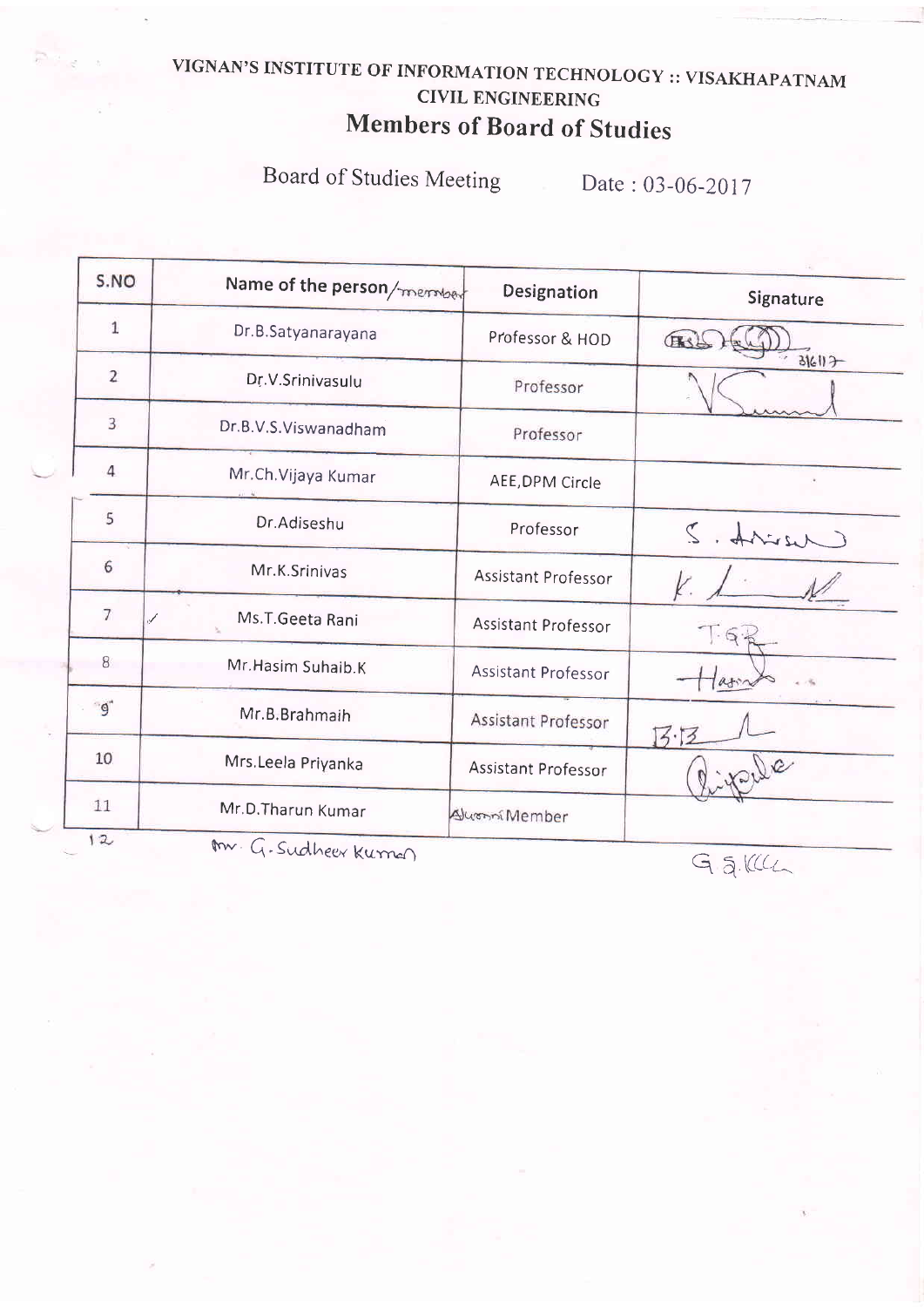# VIGNAN'S INSTITUTE OF INFORMATION TECHNOLOGY :: VISAKHAPATNAM

## CIVIL ENGINEERING

## Members of Board of Studies

Board of Studies Meeting Date : 03-06-2017

| S.NO | Name of the person/member | Designation | Signature |
|---|---|---|---|
| 1 | Dr.B.Satyanarayana | Professor & HOD | (signed) 3/6/17 |
| 2 | Dr.V.Srinivasulu | Professor | (signed) |
| 3 | Dr.B.V.S.Viswanadham | Professor | |
| 4 | Mr.Ch.Vijaya Kumar | AEE,DPM Circle | |
| 5 | Dr.Adiseshu | Professor | S. Adiseshu |
| 6 | Mr.K.Srinivas | Assistant Professor | (signed) |
| 7 | Ms.T.Geeta Rani | Assistant Professor | T.G.R |
| 8 | Mr.Hasim Suhaib.K | Assistant Professor | Hasim |
| 9 | Mr.B.Brahmaih | Assistant Professor | B.B |
| 10 | Mrs.Leela Priyanka | Assistant Professor | Priyanka |
| 11 | Mr.D.Tharun Kumar | Alumni Member | |
| 12 | Mr. G.Sudheer Kumar | | G.S.Kum |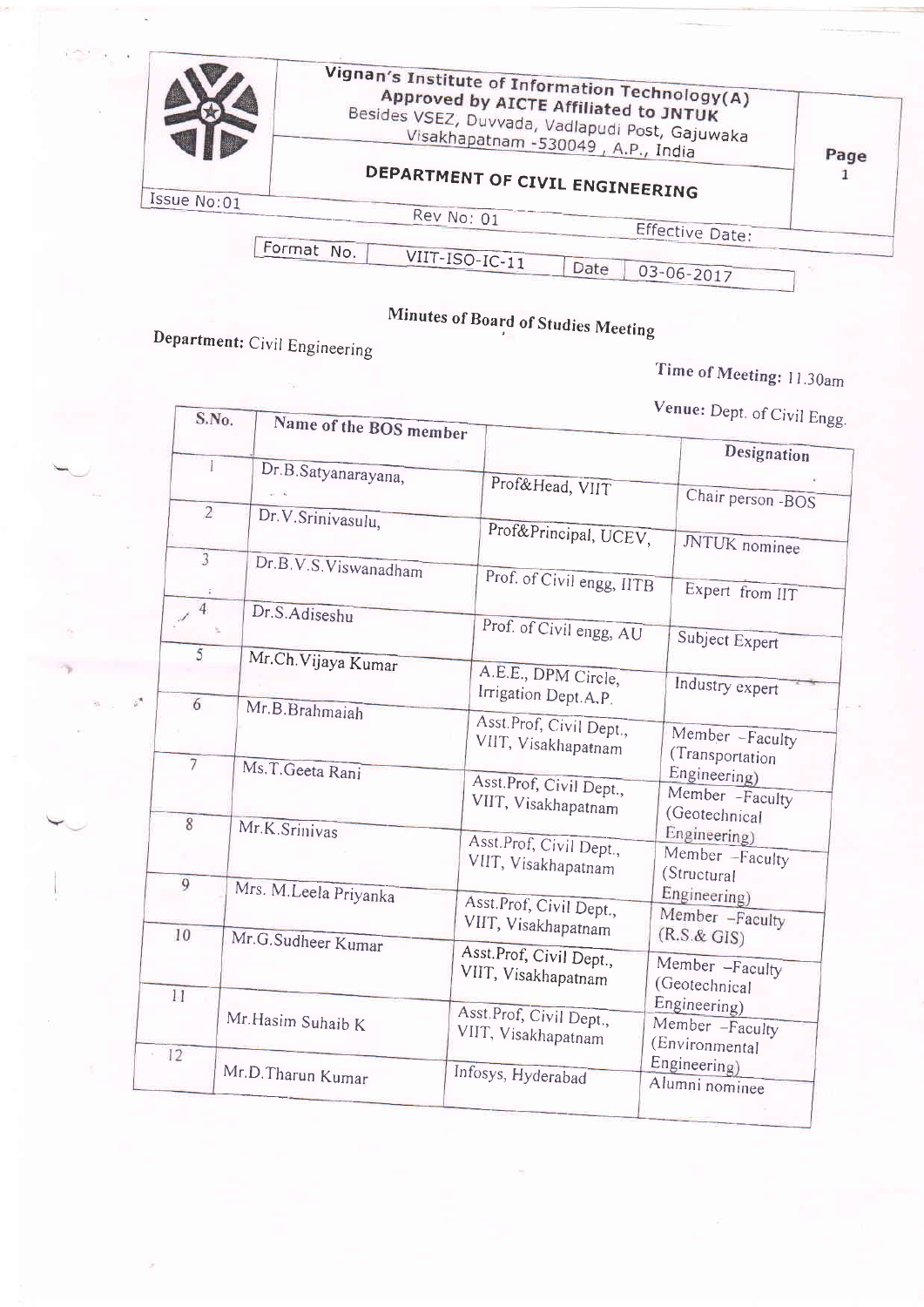| | Vignan's Institute of Information Technology(A) Approved by AICTE Affiliated to JNTUK Besides VSEZ, Duvvada, Vadlapudi Post, Gajuwaka Visakhapatnam -530049 , A.P., India | Page 1 |
|---|---|---|
| | DEPARTMENT OF CIVIL ENGINEERING | |
| Issue No:01 | Rev No: 01 | Effective Date: |

| Format No. | VIIT-ISO-IC-11 | Date | 03-06-2017 |
|---|---|---|---|

# Minutes of Board of Studies Meeting

**Department:** Civil Engineering

**Time of Meeting:** 11.30am

**Venue:** Dept. of Civil Engg.

| S.No. | Name of the BOS member | | Designation |
|---|---|---|---|
| 1 | Dr.B.Satyanarayana, | Prof&Head, VIIT | Chair person -BOS |
| 2 | Dr.V.Srinivasulu, | Prof&Principal, UCEV, | JNTUK nominee |
| 3 | Dr.B.V.S.Viswanadham | Prof. of Civil engg, IITB | Expert from IIT |
| 4 | Dr.S.Adiseshu | Prof. of Civil engg, AU | Subject Expert |
| 5 | Mr.Ch.Vijaya Kumar | A.E.E., DPM Circle, Irrigation Dept.A.P. | Industry expert |
| 6 | Mr.B.Brahmaiah | Asst.Prof, Civil Dept., VIIT, Visakhapatnam | Member -Faculty (Transportation Engineering) |
| 7 | Ms.T.Geeta Rani | Asst.Prof, Civil Dept., VIIT, Visakhapatnam | Member -Faculty (Geotechnical Engineering) |
| 8 | Mr.K.Srinivas | Asst.Prof, Civil Dept., VIIT, Visakhapatnam | Member -Faculty (Structural Engineering) |
| 9 | Mrs. M.Leela Priyanka | Asst.Prof, Civil Dept., VIIT, Visakhapatnam | Member -Faculty (R.S.& GIS) |
| 10 | Mr.G.Sudheer Kumar | Asst.Prof, Civil Dept., VIIT, Visakhapatnam | Member -Faculty (Geotechnical Engineering) |
| 11 | Mr.Hasim Suhaib K | Asst.Prof, Civil Dept., VIIT, Visakhapatnam | Member -Faculty (Environmental Engineering) |
| 12 | Mr.D.Tharun Kumar | Infosys, Hyderabad | Alumni nominee |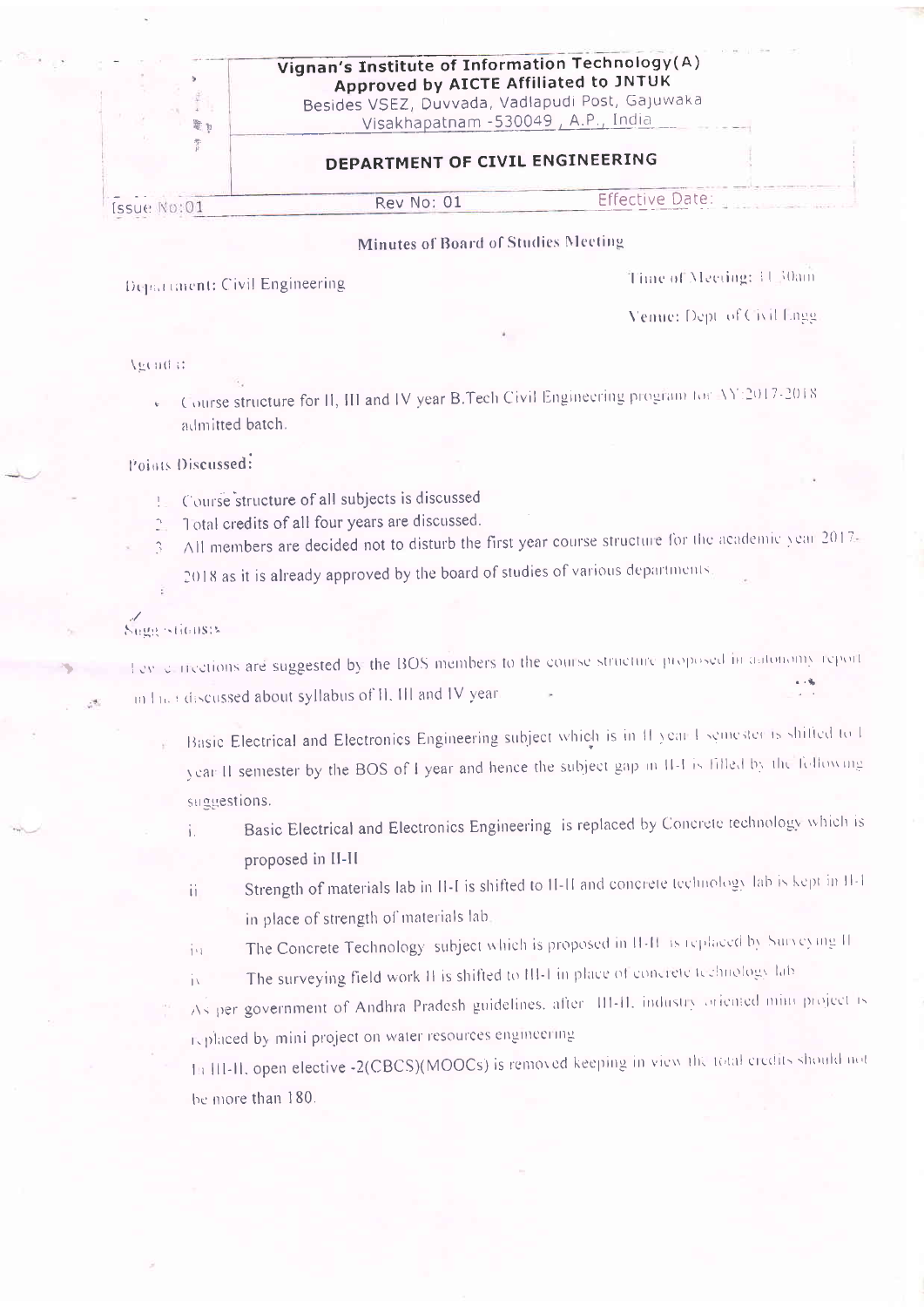**Vignan's Institute of Information Technology(A)**
**Approved by AICTE Affiliated to JNTUK**
Besides VSEZ, Duvvada, Vadlapudi Post, Gajuwaka
Visakhapatnam -530049 , A.P., India

**DEPARTMENT OF CIVIL ENGINEERING**

| Issue No:01 | Rev No: 01 | Effective Date: |
|---|---|---|

## Minutes of Board of Studies Meeting

**Department:** Civil Engineering

**Time of Meeting:** 11.30am

**Venue:** Dept. of Civil Engg

**Agenda:**

- Course structure for II, III and IV year B.Tech Civil Engineering program for AY 2017-2018 admitted batch.

**Points Discussed:**

1. Course structure of all subjects is discussed
2. Total credits of all four years are discussed.
3. All members are decided not to disturb the first year course structure for the academic year 2017-2018 as it is already approved by the board of studies of various departments.

**Suggestions:**

Few corrections are suggested by the BOS members to the course structure proposed in autonomy report and has discussed about syllabus of II, III and IV year

- Basic Electrical and Electronics Engineering subject which is in II year I semester is shifted to I year II semester by the BOS of I year and hence the subject gap in II-I is filled by the following suggestions.
  - i. Basic Electrical and Electronics Engineering is replaced by Concrete technology which is proposed in II-II
  - ii. Strength of materials lab in II-I is shifted to II-II and concrete technology lab is kept in II-I in place of strength of materials lab.
  - iii. The Concrete Technology subject which is proposed in II-II is replaced by Surveying II
  - iv. The surveying field work II is shifted to III-I in place of concrete technology lab
- As per government of Andhra Pradesh guidelines, after III-II, industry oriented mini project is replaced by mini project on water resources engineering
- In III-II, open elective -2(CBCS)(MOOCs) is removed keeping in view the total credits should not be more than 180.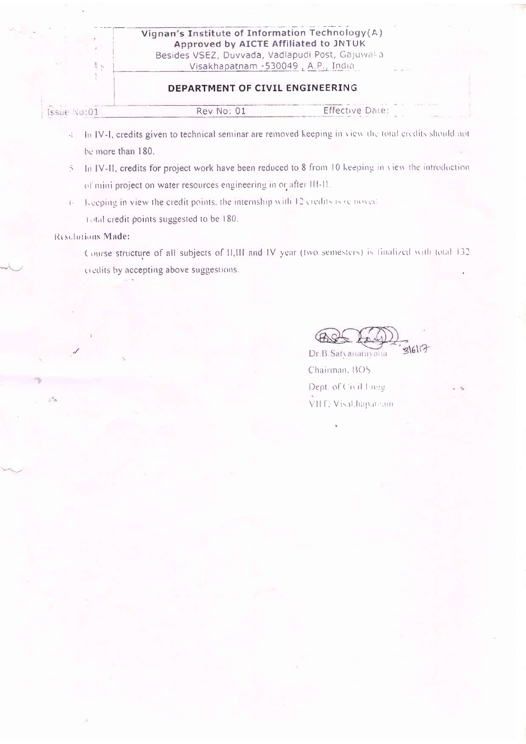Vignan's Institute of Information Technology(A)
Approved by AICTE Affiliated to JNTUK
Besides VSEZ, Duvvada, Vadlapudi Post, Gajuwaka
Visakhapatnam -530049 , A.P., India

## DEPARTMENT OF CIVIL ENGINEERING

| Issue No:01 | Rev No: 01 | Effective Date: |
|---|---|---|

4. In IV-I, credits given to technical seminar are removed keeping in view the total credits should not be more than 180.
5. In IV-II, credits for project work have been reduced to 8 from 10 keeping in view the introduction of mini project on water resources engineering in or after III-II.
6. Keeping in view the credit points, the internship with 12 credits is removed.

   Total credit points suggested to be 180.

**Resolutions Made:**

Course structure of all subjects of II,III and IV year (two semesters) is finalized with total 132 credits by accepting above suggestions.

3/6/17

Dr.B.Satyanarayana
Chairman, BOS
Dept. of Civil Engg.
VIIT, Visakhapatnam